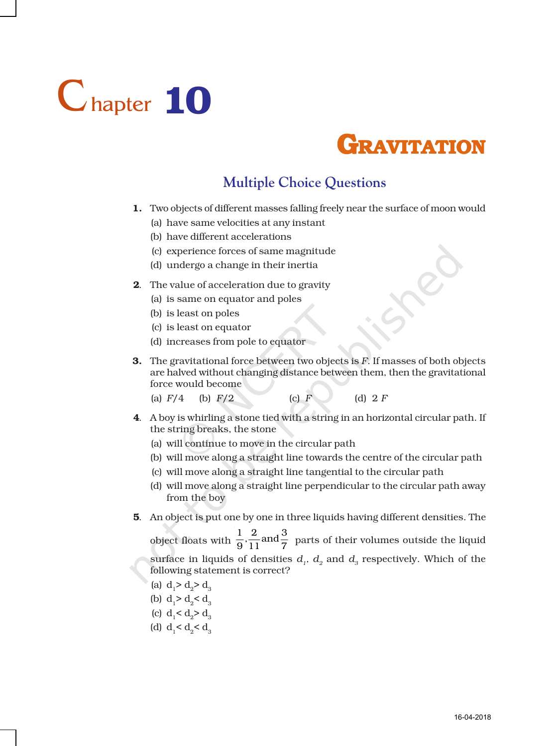# Chapter 10

# GRAVITATION

## Multiple Choice Questions

**1.** Two objects of different masses falling freely near the surface of moon would

(a) have same velocities at any instant

(b) have different accelerations

(c) experience forces of same magnitude

(d) undergo a change in their inertia

**2**. The value of acceleration due to gravity

(a) is same on equator and poles

(b) is least on poles

(c) is least on equator

(d) increases from pole to equator

**3.** The gravitational force between two objects is $F$. If masses of both objects are halved without changing distance between them, then the gravitational force would become

(a) $F/4$ (b) $F/2$ (c) $F$ (d) $2F$

**4**. A boy is whirling a stone tied with a string in an horizontal circular path. If the string breaks, the stone

(a) will continue to move in the circular path

(b) will move along a straight line towards the centre of the circular path

(c) will move along a straight line tangential to the circular path

(d) will move along a straight line perpendicular to the circular path away from the boy

**5**. An object is put one by one in three liquids having different densities. The object floats with $\frac{1}{9}, \frac{2}{11}$ and $\frac{3}{7}$ parts of their volumes outside the liquid surface in liquids of densities $d_1$, $d_2$ and $d_3$ respectively. Which of the following statement is correct?

(a) $d_1 > d_2 > d_3$

(b) $d_1 > d_2 < d_3$

(c) $d_1 < d_2 > d_3$

(d) $d_1 < d_2 < d_3$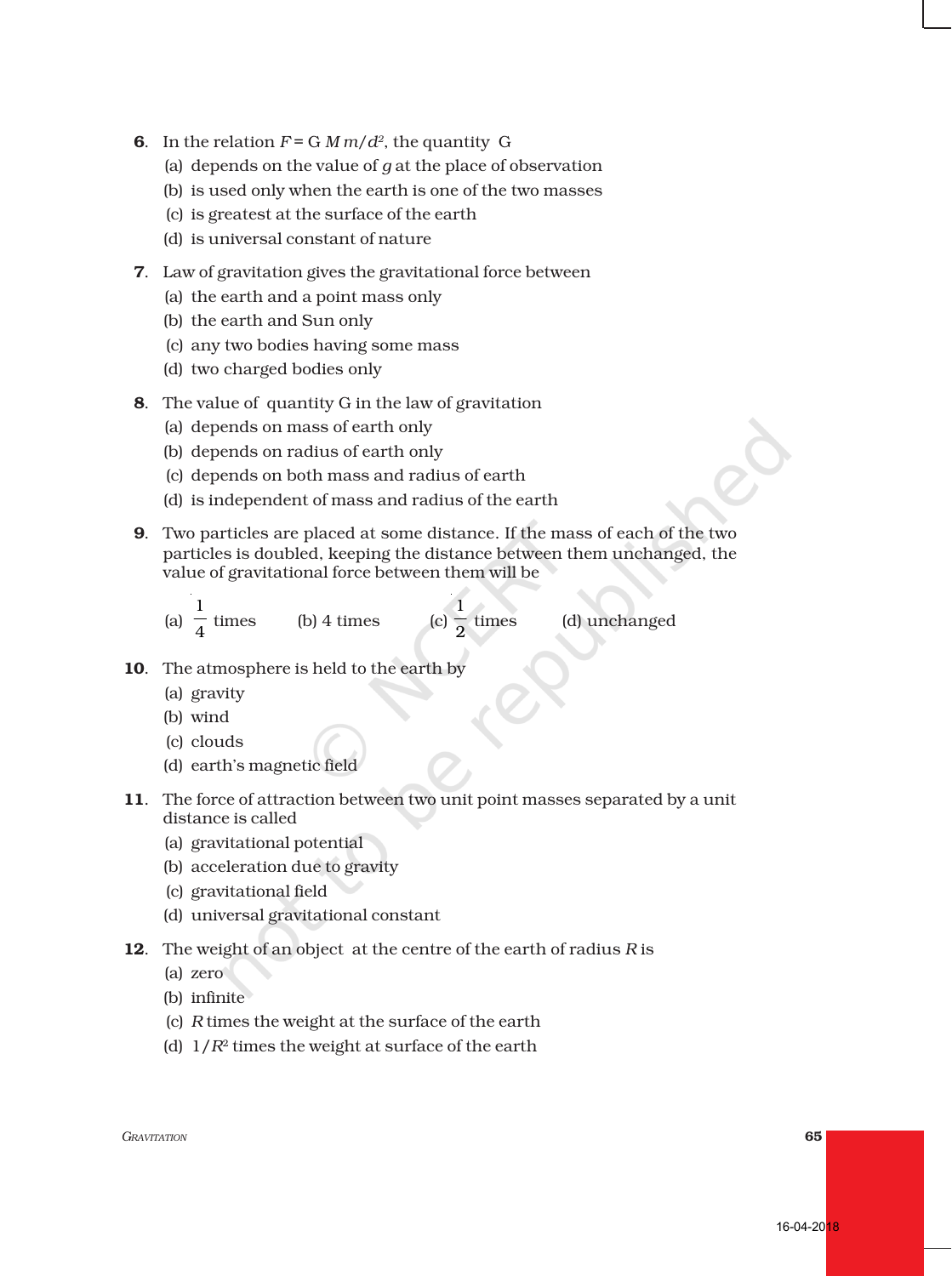**6**. In the relation $F = G\,Mm/d^2$, the quantity G

(a) depends on the value of $g$ at the place of observation

(b) is used only when the earth is one of the two masses

(c) is greatest at the surface of the earth

(d) is universal constant of nature

**7**. Law of gravitation gives the gravitational force between

(a) the earth and a point mass only

(b) the earth and Sun only

(c) any two bodies having some mass

(d) two charged bodies only

**8**. The value of quantity G in the law of gravitation

(a) depends on mass of earth only

(b) depends on radius of earth only

(c) depends on both mass and radius of earth

(d) is independent of mass and radius of the earth

**9**. Two particles are placed at some distance. If the mass of each of the two particles is doubled, keeping the distance between them unchanged, the value of gravitational force between them will be

(a) $\frac{1}{4}$ times (b) 4 times (c) $\frac{1}{2}$ times (d) unchanged

**10**. The atmosphere is held to the earth by

(a) gravity

(b) wind

(c) clouds

(d) earth's magnetic field

**11**. The force of attraction between two unit point masses separated by a unit distance is called

(a) gravitational potential

(b) acceleration due to gravity

(c) gravitational field

(d) universal gravitational constant

**12**. The weight of an object at the centre of the earth of radius $R$ is

(a) zero

(b) infinite

(c) $R$ times the weight at the surface of the earth

(d) $1/R^2$ times the weight at surface of the earth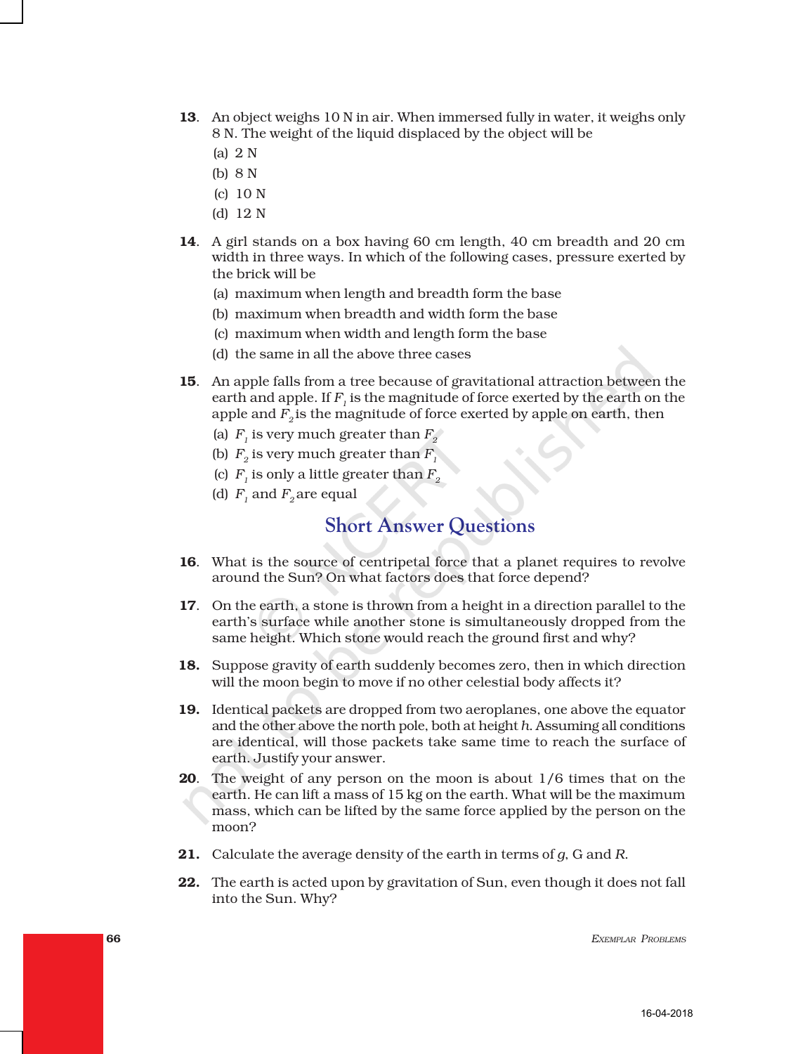13. An object weighs 10 N in air. When immersed fully in water, it weighs only 8 N. The weight of the liquid displaced by the object will be

    (a) 2 N

    (b) 8 N

    (c) 10 N

    (d) 12 N

14. A girl stands on a box having 60 cm length, 40 cm breadth and 20 cm width in three ways. In which of the following cases, pressure exerted by the brick will be

    (a) maximum when length and breadth form the base

    (b) maximum when breadth and width form the base

    (c) maximum when width and length form the base

    (d) the same in all the above three cases

15. An apple falls from a tree because of gravitational attraction between the earth and apple. If $F_1$ is the magnitude of force exerted by the earth on the apple and $F_2$ is the magnitude of force exerted by apple on earth, then

    (a) $F_1$ is very much greater than $F_2$

    (b) $F_2$ is very much greater than $F_1$

    (c) $F_1$ is only a little greater than $F_2$

    (d) $F_1$ and $F_2$ are equal

## Short Answer Questions

16. What is the source of centripetal force that a planet requires to revolve around the Sun? On what factors does that force depend?

17. On the earth, a stone is thrown from a height in a direction parallel to the earth's surface while another stone is simultaneously dropped from the same height. Which stone would reach the ground first and why?

18. Suppose gravity of earth suddenly becomes zero, then in which direction will the moon begin to move if no other celestial body affects it?

19. Identical packets are dropped from two aeroplanes, one above the equator and the other above the north pole, both at height $h$. Assuming all conditions are identical, will those packets take same time to reach the surface of earth. Justify your answer.

20. The weight of any person on the moon is about 1/6 times that on the earth. He can lift a mass of 15 kg on the earth. What will be the maximum mass, which can be lifted by the same force applied by the person on the moon?

21. Calculate the average density of the earth in terms of $g$, G and $R$.

22. The earth is acted upon by gravitation of Sun, even though it does not fall into the Sun. Why?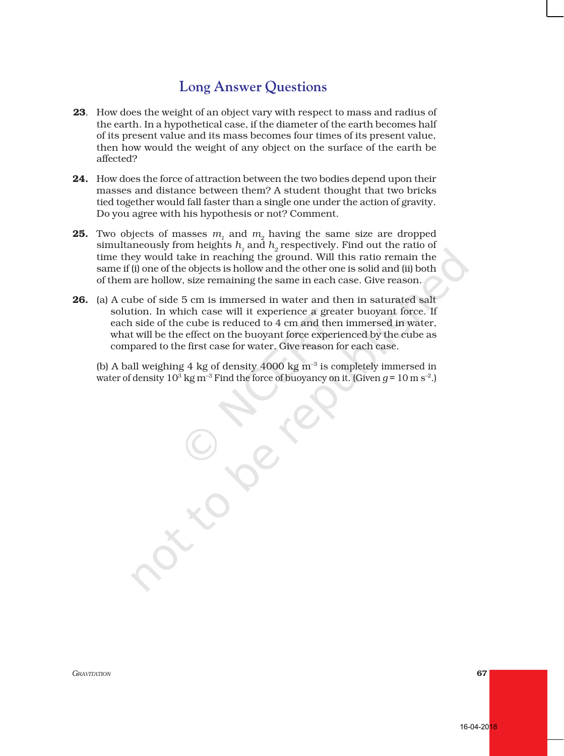## Long Answer Questions

**23**. How does the weight of an object vary with respect to mass and radius of the earth. In a hypothetical case, if the diameter of the earth becomes half of its present value and its mass becomes four times of its present value, then how would the weight of any object on the surface of the earth be affected?

**24.** How does the force of attraction between the two bodies depend upon their masses and distance between them? A student thought that two bricks tied together would fall faster than a single one under the action of gravity. Do you agree with his hypothesis or not? Comment.

**25.** Two objects of masses $m_1$ and $m_2$ having the same size are dropped simultaneously from heights $h_1$ and $h_2$ respectively. Find out the ratio of time they would take in reaching the ground. Will this ratio remain the same if (i) one of the objects is hollow and the other one is solid and (ii) both of them are hollow, size remaining the same in each case. Give reason.

**26.** (a) A cube of side 5 cm is immersed in water and then in saturated salt solution. In which case will it experience a greater buoyant force. If each side of the cube is reduced to 4 cm and then immersed in water, what will be the effect on the buoyant force experienced by the cube as compared to the first case for water. Give reason for each case.

(b) A ball weighing 4 kg of density 4000 kg $m^{-3}$ is completely immersed in water of density $10^3$ kg $m^{-3}$ Find the force of buoyancy on it. (Given $g = 10$ m $s^{-2}$.)